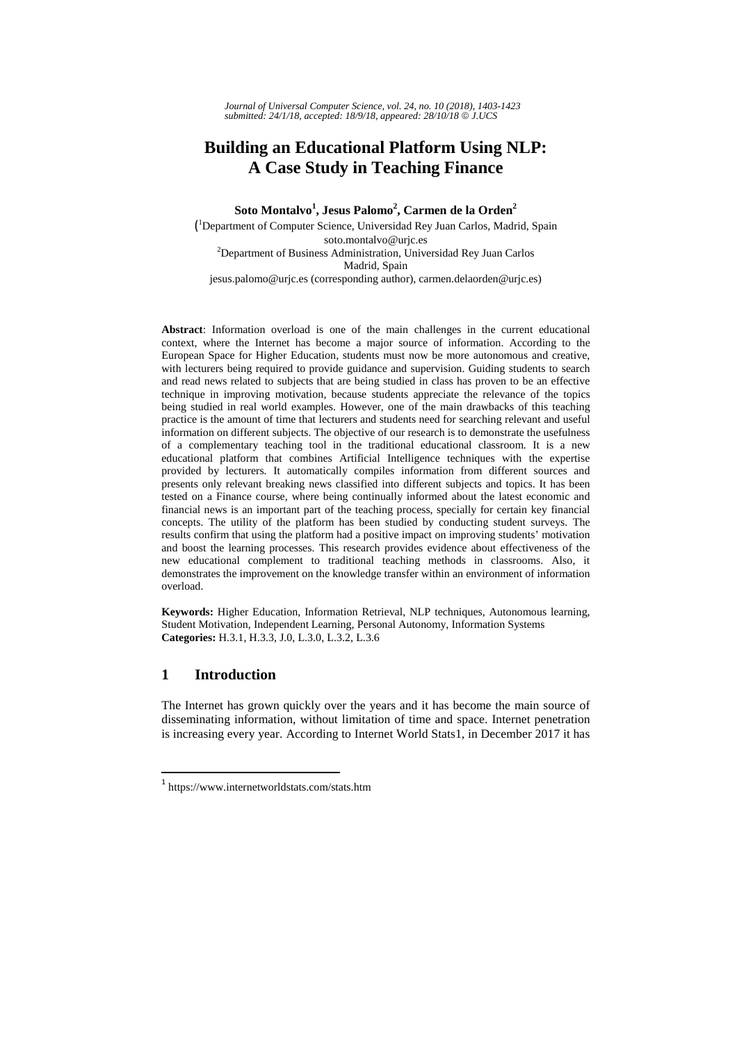# Building an Educational Platform Using NLP: A Case Study in Teaching Finance

**Soto Montalvo[1], Jesus Palomo[2], Carmen de la Orden[2]**

([1]Department of Computer Science, Universidad Rey Juan Carlos, Madrid, Spain
soto.montalvo@urjc.es
[2]Department of Business Administration, Universidad Rey Juan Carlos
Madrid, Spain
jesus.palomo@urjc.es (corresponding author), carmen.delaorden@urjc.es)

**Abstract**: Information overload is one of the main challenges in the current educational context, where the Internet has become a major source of information. According to the European Space for Higher Education, students must now be more autonomous and creative, with lecturers being required to provide guidance and supervision. Guiding students to search and read news related to subjects that are being studied in class has proven to be an effective technique in improving motivation, because students appreciate the relevance of the topics being studied in real world examples. However, one of the main drawbacks of this teaching practice is the amount of time that lecturers and students need for searching relevant and useful information on different subjects. The objective of our research is to demonstrate the usefulness of a complementary teaching tool in the traditional educational classroom. It is a new educational platform that combines Artificial Intelligence techniques with the expertise provided by lecturers. It automatically compiles information from different sources and presents only relevant breaking news classified into different subjects and topics. It has been tested on a Finance course, where being continually informed about the latest economic and financial news is an important part of the teaching process, specially for certain key financial concepts. The utility of the platform has been studied by conducting student surveys. The results confirm that using the platform had a positive impact on improving students' motivation and boost the learning processes. This research provides evidence about effectiveness of the new educational complement to traditional teaching methods in classrooms. Also, it demonstrates the improvement on the knowledge transfer within an environment of information overload.

**Keywords:** Higher Education, Information Retrieval, NLP techniques, Autonomous learning, Student Motivation, Independent Learning, Personal Autonomy, Information Systems
**Categories:** H.3.1, H.3.3, J.0, L.3.0, L.3.2, L.3.6

## 1 Introduction

The Internet has grown quickly over the years and it has become the main source of disseminating information, without limitation of time and space. Internet penetration is increasing every year. According to Internet World Stats1, in December 2017 it has

[1] https://www.internetworldstats.com/stats.htm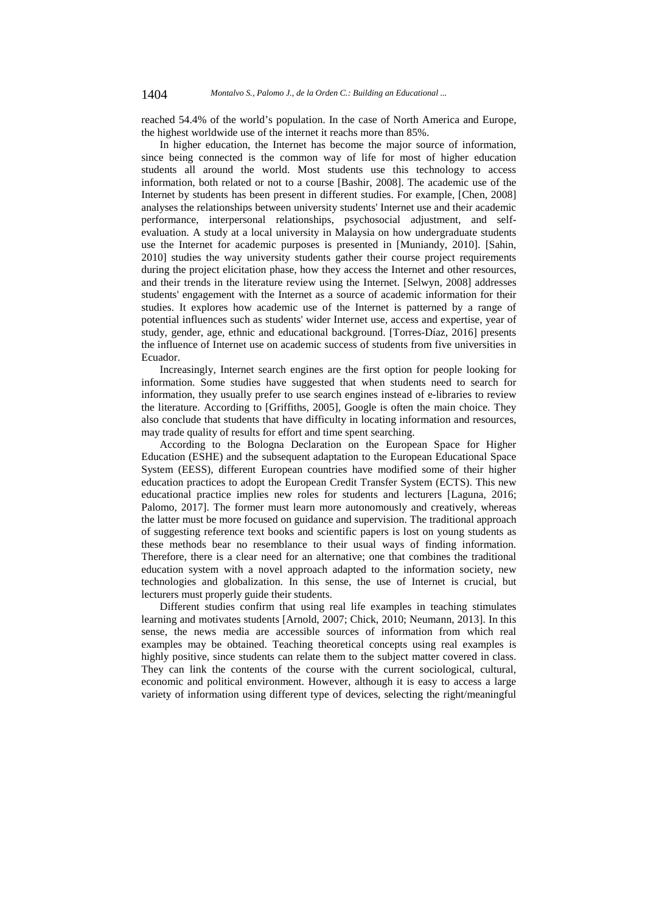reached 54.4% of the world's population. In the case of North America and Europe, the highest worldwide use of the internet it reachs more than 85%.

In higher education, the Internet has become the major source of information, since being connected is the common way of life for most of higher education students all around the world. Most students use this technology to access information, both related or not to a course [Bashir, 2008]. The academic use of the Internet by students has been present in different studies. For example, [Chen, 2008] analyses the relationships between university students' Internet use and their academic performance, interpersonal relationships, psychosocial adjustment, and self-evaluation. A study at a local university in Malaysia on how undergraduate students use the Internet for academic purposes is presented in [Muniandy, 2010]. [Sahin, 2010] studies the way university students gather their course project requirements during the project elicitation phase, how they access the Internet and other resources, and their trends in the literature review using the Internet. [Selwyn, 2008] addresses students' engagement with the Internet as a source of academic information for their studies. It explores how academic use of the Internet is patterned by a range of potential influences such as students' wider Internet use, access and expertise, year of study, gender, age, ethnic and educational background. [Torres-Díaz, 2016] presents the influence of Internet use on academic success of students from five universities in Ecuador.

Increasingly, Internet search engines are the first option for people looking for information. Some studies have suggested that when students need to search for information, they usually prefer to use search engines instead of e-libraries to review the literature. According to [Griffiths, 2005], Google is often the main choice. They also conclude that students that have difficulty in locating information and resources, may trade quality of results for effort and time spent searching.

According to the Bologna Declaration on the European Space for Higher Education (ESHE) and the subsequent adaptation to the European Educational Space System (EESS), different European countries have modified some of their higher education practices to adopt the European Credit Transfer System (ECTS). This new educational practice implies new roles for students and lecturers [Laguna, 2016; Palomo, 2017]. The former must learn more autonomously and creatively, whereas the latter must be more focused on guidance and supervision. The traditional approach of suggesting reference text books and scientific papers is lost on young students as these methods bear no resemblance to their usual ways of finding information. Therefore, there is a clear need for an alternative; one that combines the traditional education system with a novel approach adapted to the information society, new technologies and globalization. In this sense, the use of Internet is crucial, but lecturers must properly guide their students.

Different studies confirm that using real life examples in teaching stimulates learning and motivates students [Arnold, 2007; Chick, 2010; Neumann, 2013]. In this sense, the news media are accessible sources of information from which real examples may be obtained. Teaching theoretical concepts using real examples is highly positive, since students can relate them to the subject matter covered in class. They can link the contents of the course with the current sociological, cultural, economic and political environment. However, although it is easy to access a large variety of information using different type of devices, selecting the right/meaningful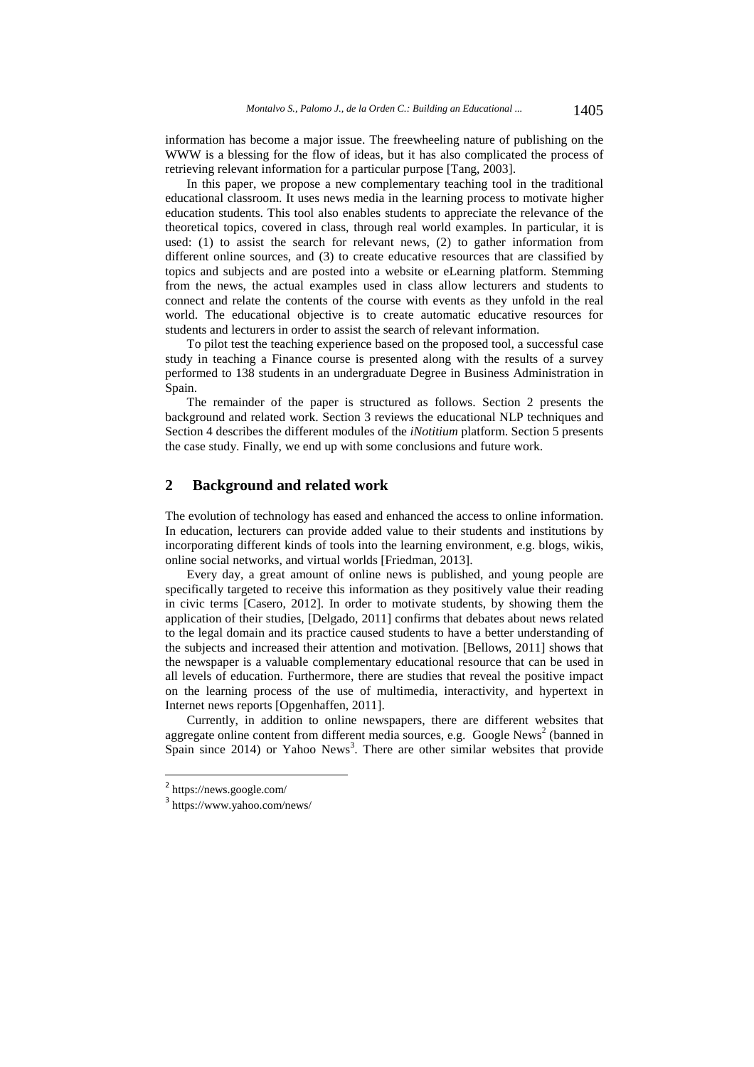information has become a major issue. The freewheeling nature of publishing on the WWW is a blessing for the flow of ideas, but it has also complicated the process of retrieving relevant information for a particular purpose [Tang, 2003].

In this paper, we propose a new complementary teaching tool in the traditional educational classroom. It uses news media in the learning process to motivate higher education students. This tool also enables students to appreciate the relevance of the theoretical topics, covered in class, through real world examples. In particular, it is used: (1) to assist the search for relevant news, (2) to gather information from different online sources, and (3) to create educative resources that are classified by topics and subjects and are posted into a website or eLearning platform. Stemming from the news, the actual examples used in class allow lecturers and students to connect and relate the contents of the course with events as they unfold in the real world. The educational objective is to create automatic educative resources for students and lecturers in order to assist the search of relevant information.

To pilot test the teaching experience based on the proposed tool, a successful case study in teaching a Finance course is presented along with the results of a survey performed to 138 students in an undergraduate Degree in Business Administration in Spain.

The remainder of the paper is structured as follows. Section 2 presents the background and related work. Section 3 reviews the educational NLP techniques and Section 4 describes the different modules of the *iNotitium* platform. Section 5 presents the case study. Finally, we end up with some conclusions and future work.

## 2 Background and related work

The evolution of technology has eased and enhanced the access to online information. In education, lecturers can provide added value to their students and institutions by incorporating different kinds of tools into the learning environment, e.g. blogs, wikis, online social networks, and virtual worlds [Friedman, 2013].

Every day, a great amount of online news is published, and young people are specifically targeted to receive this information as they positively value their reading in civic terms [Casero, 2012]. In order to motivate students, by showing them the application of their studies, [Delgado, 2011] confirms that debates about news related to the legal domain and its practice caused students to have a better understanding of the subjects and increased their attention and motivation. [Bellows, 2011] shows that the newspaper is a valuable complementary educational resource that can be used in all levels of education. Furthermore, there are studies that reveal the positive impact on the learning process of the use of multimedia, interactivity, and hypertext in Internet news reports [Opgenhaffen, 2011].

Currently, in addition to online newspapers, there are different websites that aggregate online content from different media sources, e.g. Google News[2] (banned in Spain since 2014) or Yahoo News[3]. There are other similar websites that provide

[2] https://news.google.com/

[3] https://www.yahoo.com/news/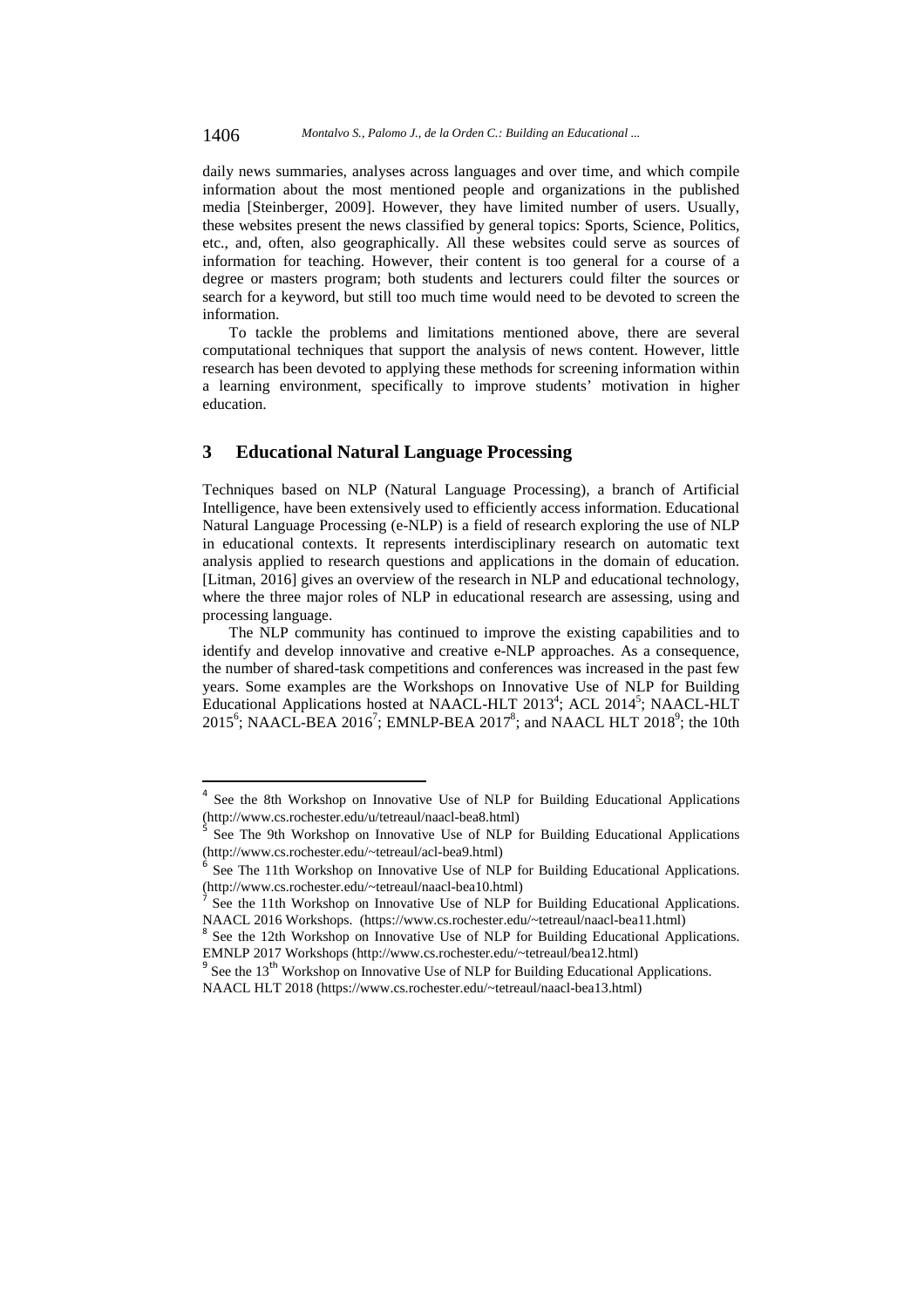daily news summaries, analyses across languages and over time, and which compile information about the most mentioned people and organizations in the published media [Steinberger, 2009]. However, they have limited number of users. Usually, these websites present the news classified by general topics: Sports, Science, Politics, etc., and, often, also geographically. All these websites could serve as sources of information for teaching. However, their content is too general for a course of a degree or masters program; both students and lecturers could filter the sources or search for a keyword, but still too much time would need to be devoted to screen the information.

To tackle the problems and limitations mentioned above, there are several computational techniques that support the analysis of news content. However, little research has been devoted to applying these methods for screening information within a learning environment, specifically to improve students' motivation in higher education.

## 3 Educational Natural Language Processing

Techniques based on NLP (Natural Language Processing), a branch of Artificial Intelligence, have been extensively used to efficiently access information. Educational Natural Language Processing (e-NLP) is a field of research exploring the use of NLP in educational contexts. It represents interdisciplinary research on automatic text analysis applied to research questions and applications in the domain of education. [Litman, 2016] gives an overview of the research in NLP and educational technology, where the three major roles of NLP in educational research are assessing, using and processing language.

The NLP community has continued to improve the existing capabilities and to identify and develop innovative and creative e-NLP approaches. As a consequence, the number of shared-task competitions and conferences was increased in the past few years. Some examples are the Workshops on Innovative Use of NLP for Building Educational Applications hosted at NAACL-HLT 2013[4]; ACL 2014[5]; NAACL-HLT 2015[6]; NAACL-BEA 2016[7]; EMNLP-BEA 2017[8]; and NAACL HLT 2018[9]; the 10th

---

[4] See the 8th Workshop on Innovative Use of NLP for Building Educational Applications (http://www.cs.rochester.edu/u/tetreaul/naacl-bea8.html)

[5] See The 9th Workshop on Innovative Use of NLP for Building Educational Applications (http://www.cs.rochester.edu/~tetreaul/acl-bea9.html)

[6] See The 11th Workshop on Innovative Use of NLP for Building Educational Applications. (http://www.cs.rochester.edu/~tetreaul/naacl-bea10.html)

[7] See the 11th Workshop on Innovative Use of NLP for Building Educational Applications. NAACL 2016 Workshops. (https://www.cs.rochester.edu/~tetreaul/naacl-bea11.html)

[8] See the 12th Workshop on Innovative Use of NLP for Building Educational Applications. EMNLP 2017 Workshops (http://www.cs.rochester.edu/~tetreaul/bea12.html)

[9] See the 13th Workshop on Innovative Use of NLP for Building Educational Applications. NAACL HLT 2018 (https://www.cs.rochester.edu/~tetreaul/naacl-bea13.html)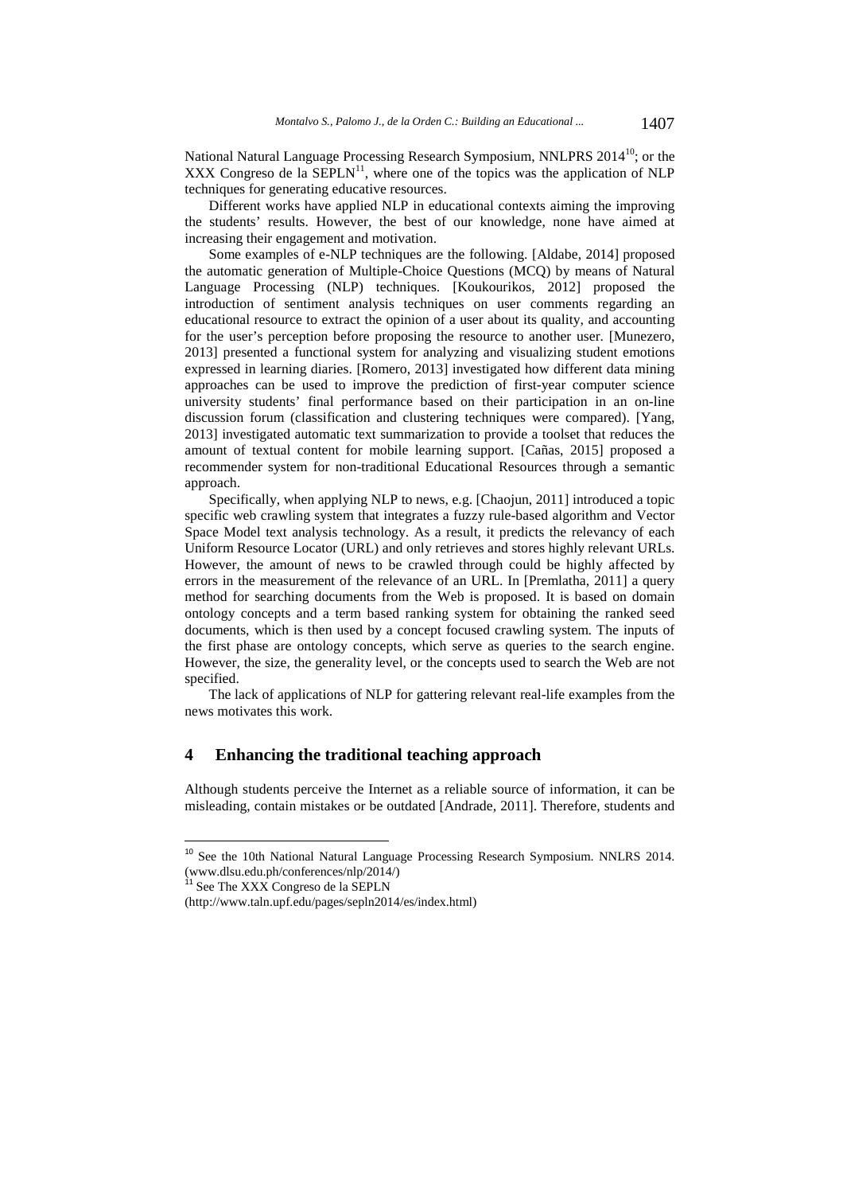National Natural Language Processing Research Symposium, NNLPRS 2014[10]; or the XXX Congreso de la SEPLN[11], where one of the topics was the application of NLP techniques for generating educative resources.

Different works have applied NLP in educational contexts aiming the improving the students' results. However, the best of our knowledge, none have aimed at increasing their engagement and motivation.

Some examples of e-NLP techniques are the following. [Aldabe, 2014] proposed the automatic generation of Multiple-Choice Questions (MCQ) by means of Natural Language Processing (NLP) techniques. [Koukourikos, 2012] proposed the introduction of sentiment analysis techniques on user comments regarding an educational resource to extract the opinion of a user about its quality, and accounting for the user's perception before proposing the resource to another user. [Munezero, 2013] presented a functional system for analyzing and visualizing student emotions expressed in learning diaries. [Romero, 2013] investigated how different data mining approaches can be used to improve the prediction of first-year computer science university students' final performance based on their participation in an on-line discussion forum (classification and clustering techniques were compared). [Yang, 2013] investigated automatic text summarization to provide a toolset that reduces the amount of textual content for mobile learning support. [Cañas, 2015] proposed a recommender system for non-traditional Educational Resources through a semantic approach.

Specifically, when applying NLP to news, e.g. [Chaojun, 2011] introduced a topic specific web crawling system that integrates a fuzzy rule-based algorithm and Vector Space Model text analysis technology. As a result, it predicts the relevancy of each Uniform Resource Locator (URL) and only retrieves and stores highly relevant URLs. However, the amount of news to be crawled through could be highly affected by errors in the measurement of the relevance of an URL. In [Premlatha, 2011] a query method for searching documents from the Web is proposed. It is based on domain ontology concepts and a term based ranking system for obtaining the ranked seed documents, which is then used by a concept focused crawling system. The inputs of the first phase are ontology concepts, which serve as queries to the search engine. However, the size, the generality level, or the concepts used to search the Web are not specified.

The lack of applications of NLP for gattering relevant real-life examples from the news motivates this work.

## 4 Enhancing the traditional teaching approach

Although students perceive the Internet as a reliable source of information, it can be misleading, contain mistakes or be outdated [Andrade, 2011]. Therefore, students and

---

[10] See the 10th National Natural Language Processing Research Symposium. NNLRS 2014. (www.dlsu.edu.ph/conferences/nlp/2014/)

[11] See The XXX Congreso de la SEPLN (http://www.taln.upf.edu/pages/sepln2014/es/index.html)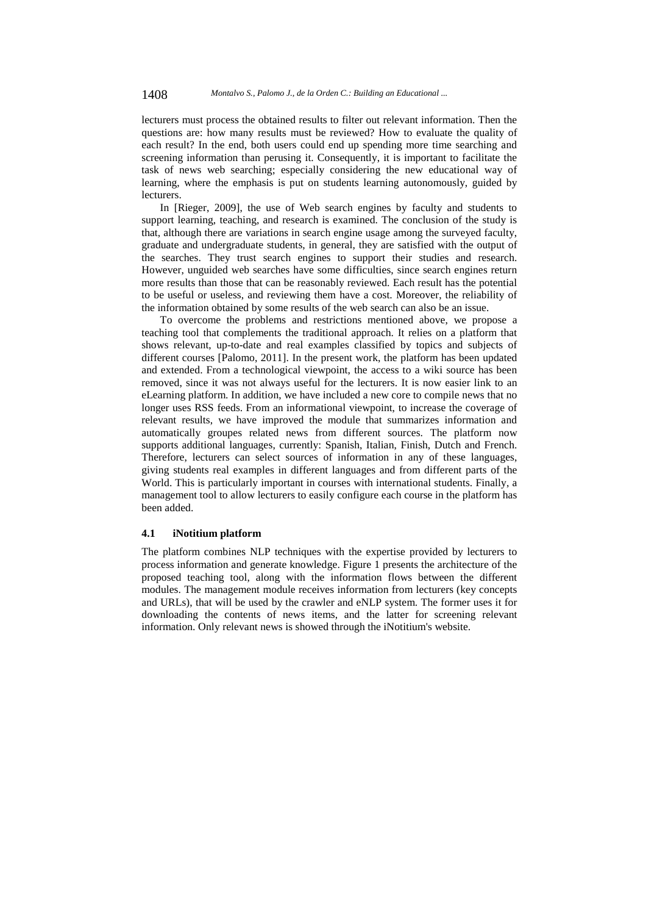lecturers must process the obtained results to filter out relevant information. Then the questions are: how many results must be reviewed? How to evaluate the quality of each result? In the end, both users could end up spending more time searching and screening information than perusing it. Consequently, it is important to facilitate the task of news web searching; especially considering the new educational way of learning, where the emphasis is put on students learning autonomously, guided by lecturers.

In [Rieger, 2009], the use of Web search engines by faculty and students to support learning, teaching, and research is examined. The conclusion of the study is that, although there are variations in search engine usage among the surveyed faculty, graduate and undergraduate students, in general, they are satisfied with the output of the searches. They trust search engines to support their studies and research. However, unguided web searches have some difficulties, since search engines return more results than those that can be reasonably reviewed. Each result has the potential to be useful or useless, and reviewing them have a cost. Moreover, the reliability of the information obtained by some results of the web search can also be an issue.

To overcome the problems and restrictions mentioned above, we propose a teaching tool that complements the traditional approach. It relies on a platform that shows relevant, up-to-date and real examples classified by topics and subjects of different courses [Palomo, 2011]. In the present work, the platform has been updated and extended. From a technological viewpoint, the access to a wiki source has been removed, since it was not always useful for the lecturers. It is now easier link to an eLearning platform. In addition, we have included a new core to compile news that no longer uses RSS feeds. From an informational viewpoint, to increase the coverage of relevant results, we have improved the module that summarizes information and automatically groupes related news from different sources. The platform now supports additional languages, currently: Spanish, Italian, Finish, Dutch and French. Therefore, lecturers can select sources of information in any of these languages, giving students real examples in different languages and from different parts of the World. This is particularly important in courses with international students. Finally, a management tool to allow lecturers to easily configure each course in the platform has been added.

### 4.1 iNotitium platform

The platform combines NLP techniques with the expertise provided by lecturers to process information and generate knowledge. Figure 1 presents the architecture of the proposed teaching tool, along with the information flows between the different modules. The management module receives information from lecturers (key concepts and URLs), that will be used by the crawler and eNLP system. The former uses it for downloading the contents of news items, and the latter for screening relevant information. Only relevant news is showed through the iNotitium's website.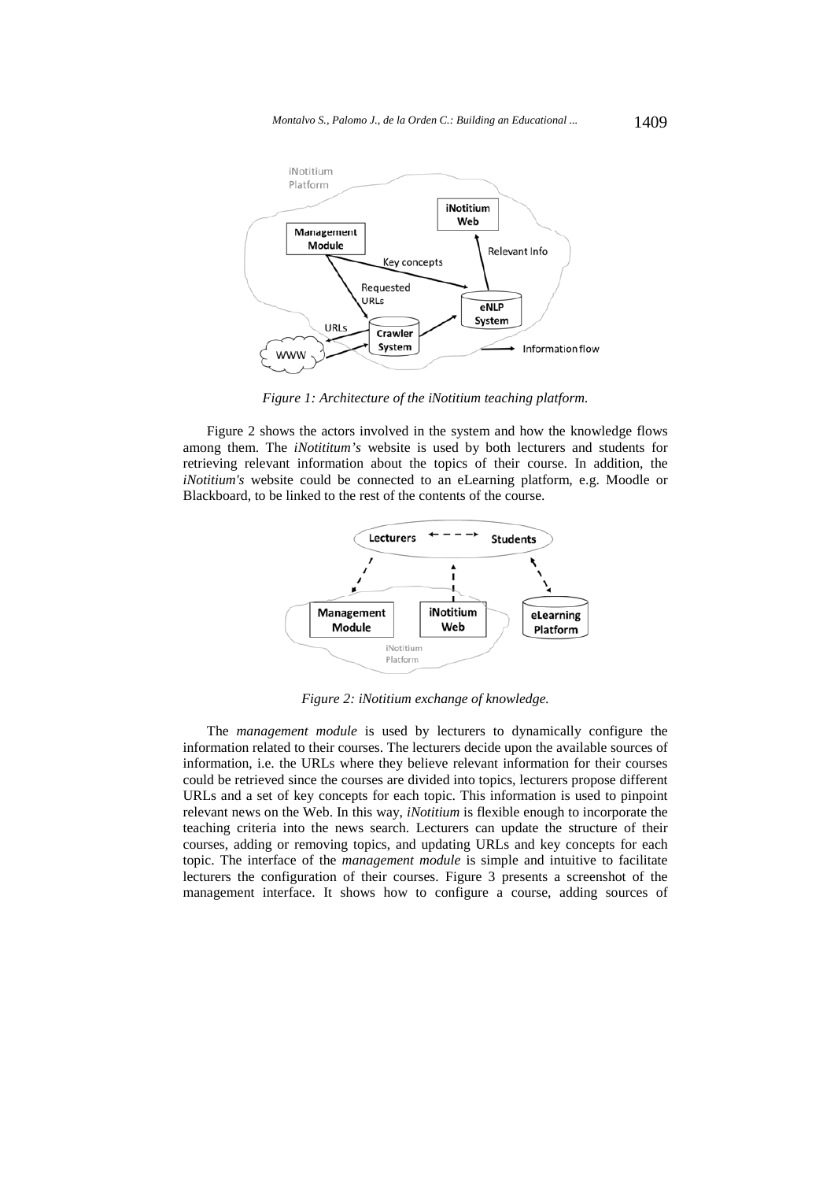*Figure 1: Architecture of the iNotitium teaching platform.*

Figure 2 shows the actors involved in the system and how the knowledge flows among them. The *iNotititum's* website is used by both lecturers and students for retrieving relevant information about the topics of their course. In addition, the *iNotitium's* website could be connected to an eLearning platform, e.g. Moodle or Blackboard, to be linked to the rest of the contents of the course.

*Figure 2: iNotitium exchange of knowledge.*

The *management module* is used by lecturers to dynamically configure the information related to their courses. The lecturers decide upon the available sources of information, i.e. the URLs where they believe relevant information for their courses could be retrieved since the courses are divided into topics, lecturers propose different URLs and a set of key concepts for each topic. This information is used to pinpoint relevant news on the Web. In this way, *iNotitium* is flexible enough to incorporate the teaching criteria into the news search. Lecturers can update the structure of their courses, adding or removing topics, and updating URLs and key concepts for each topic. The interface of the *management module* is simple and intuitive to facilitate lecturers the configuration of their courses. Figure 3 presents a screenshot of the management interface. It shows how to configure a course, adding sources of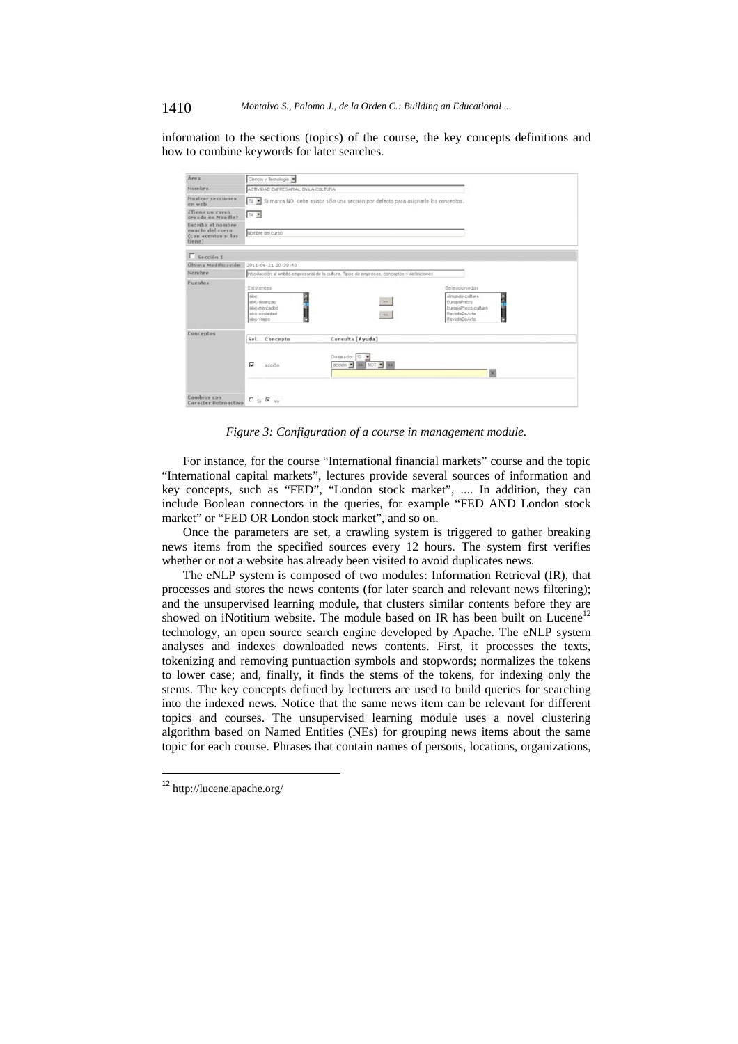information to the sections (topics) of the course, the key concepts definitions and how to combine keywords for later searches.

*Figure 3: Configuration of a course in management module.*

For instance, for the course "International financial markets" course and the topic "International capital markets", lectures provide several sources of information and key concepts, such as "FED", "London stock market", .... In addition, they can include Boolean connectors in the queries, for example "FED AND London stock market" or "FED OR London stock market", and so on.

Once the parameters are set, a crawling system is triggered to gather breaking news items from the specified sources every 12 hours. The system first verifies whether or not a website has already been visited to avoid duplicates news.

The eNLP system is composed of two modules: Information Retrieval (IR), that processes and stores the news contents (for later search and relevant news filtering); and the unsupervised learning module, that clusters similar contents before they are showed on iNotitium website. The module based on IR has been built on Lucene[12] technology, an open source search engine developed by Apache. The eNLP system analyses and indexes downloaded news contents. First, it processes the texts, tokenizing and removing puntuaction symbols and stopwords; normalizes the tokens to lower case; and, finally, it finds the stems of the tokens, for indexing only the stems. The key concepts defined by lecturers are used to build queries for searching into the indexed news. Notice that the same news item can be relevant for different topics and courses. The unsupervised learning module uses a novel clustering algorithm based on Named Entities (NEs) for grouping news items about the same topic for each course. Phrases that contain names of persons, locations, organizations,

[12] http://lucene.apache.org/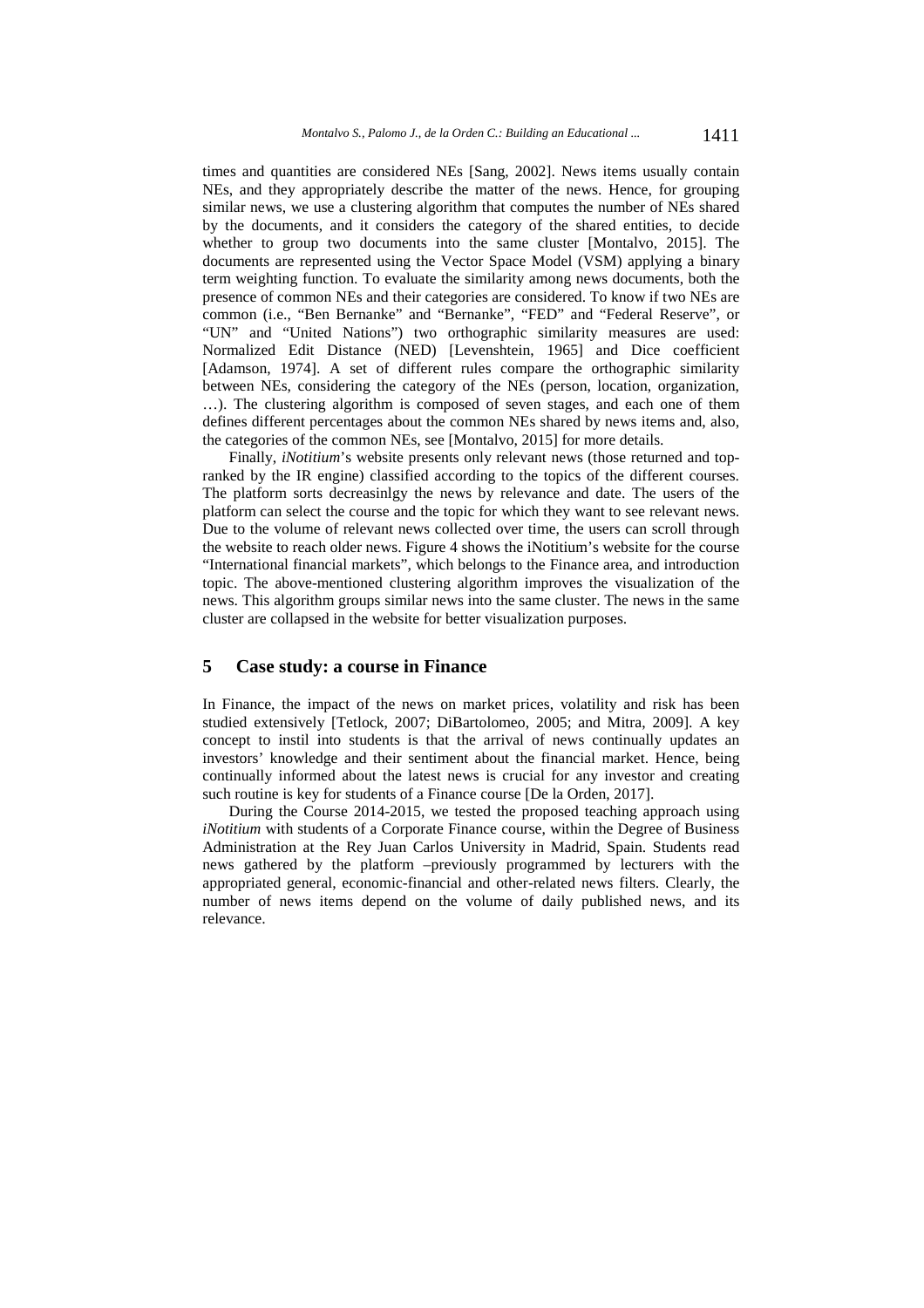times and quantities are considered NEs [Sang, 2002]. News items usually contain NEs, and they appropriately describe the matter of the news. Hence, for grouping similar news, we use a clustering algorithm that computes the number of NEs shared by the documents, and it considers the category of the shared entities, to decide whether to group two documents into the same cluster [Montalvo, 2015]. The documents are represented using the Vector Space Model (VSM) applying a binary term weighting function. To evaluate the similarity among news documents, both the presence of common NEs and their categories are considered. To know if two NEs are common (i.e., "Ben Bernanke" and "Bernanke", "FED" and "Federal Reserve", or "UN" and "United Nations") two orthographic similarity measures are used: Normalized Edit Distance (NED) [Levenshtein, 1965] and Dice coefficient [Adamson, 1974]. A set of different rules compare the orthographic similarity between NEs, considering the category of the NEs (person, location, organization, …). The clustering algorithm is composed of seven stages, and each one of them defines different percentages about the common NEs shared by news items and, also, the categories of the common NEs, see [Montalvo, 2015] for more details.

Finally, *iNotitium*'s website presents only relevant news (those returned and top-ranked by the IR engine) classified according to the topics of the different courses. The platform sorts decreasinlgy the news by relevance and date. The users of the platform can select the course and the topic for which they want to see relevant news. Due to the volume of relevant news collected over time, the users can scroll through the website to reach older news. Figure 4 shows the iNotitium's website for the course "International financial markets", which belongs to the Finance area, and introduction topic. The above-mentioned clustering algorithm improves the visualization of the news. This algorithm groups similar news into the same cluster. The news in the same cluster are collapsed in the website for better visualization purposes.

## 5 Case study: a course in Finance

In Finance, the impact of the news on market prices, volatility and risk has been studied extensively [Tetlock, 2007; DiBartolomeo, 2005; and Mitra, 2009]. A key concept to instil into students is that the arrival of news continually updates an investors' knowledge and their sentiment about the financial market. Hence, being continually informed about the latest news is crucial for any investor and creating such routine is key for students of a Finance course [De la Orden, 2017].

During the Course 2014-2015, we tested the proposed teaching approach using *iNotitium* with students of a Corporate Finance course, within the Degree of Business Administration at the Rey Juan Carlos University in Madrid, Spain. Students read news gathered by the platform –previously programmed by lecturers with the appropriated general, economic-financial and other-related news filters. Clearly, the number of news items depend on the volume of daily published news, and its relevance.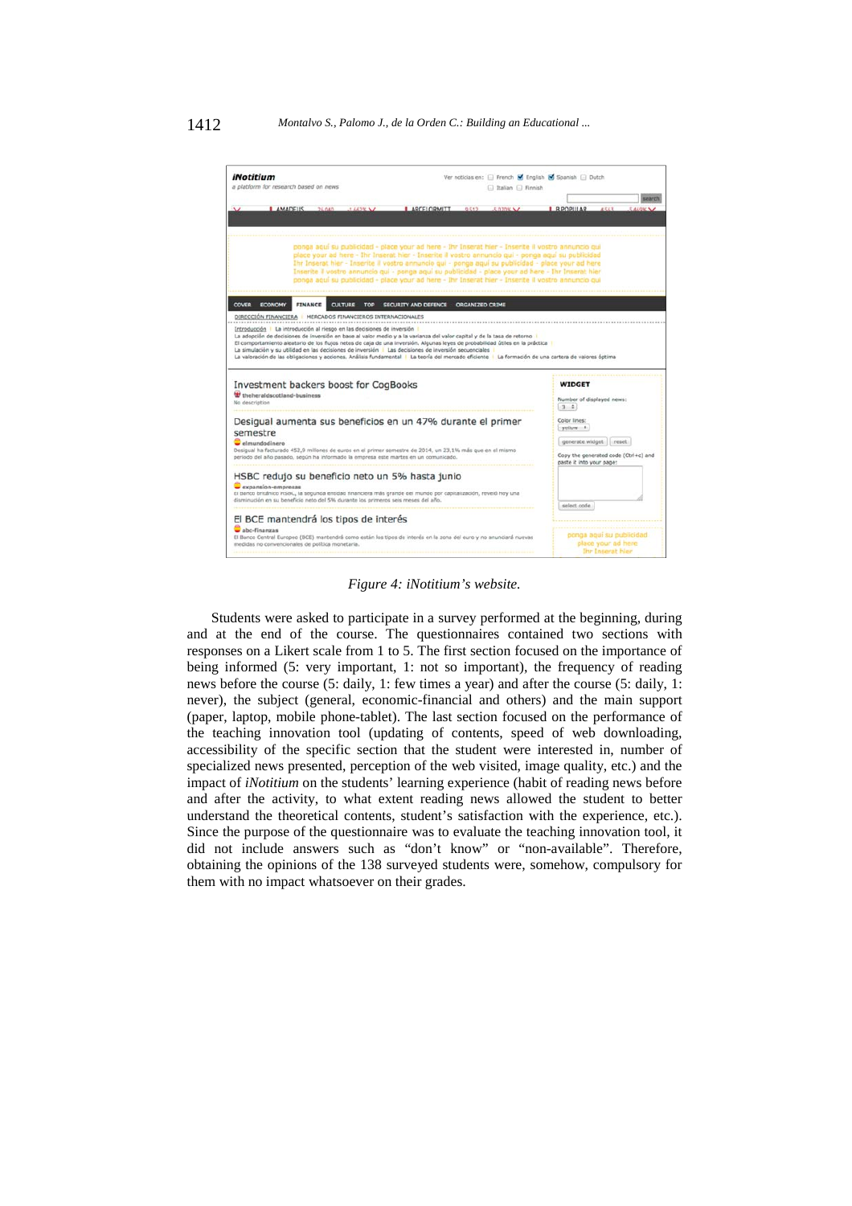*Figure 4: iNotitium's website.*

Students were asked to participate in a survey performed at the beginning, during and at the end of the course. The questionnaires contained two sections with responses on a Likert scale from 1 to 5. The first section focused on the importance of being informed (5: very important, 1: not so important), the frequency of reading news before the course (5: daily, 1: few times a year) and after the course (5: daily, 1: never), the subject (general, economic-financial and others) and the main support (paper, laptop, mobile phone-tablet). The last section focused on the performance of the teaching innovation tool (updating of contents, speed of web downloading, accessibility of the specific section that the student were interested in, number of specialized news presented, perception of the web visited, image quality, etc.) and the impact of *iNotitium* on the students' learning experience (habit of reading news before and after the activity, to what extent reading news allowed the student to better understand the theoretical contents, student's satisfaction with the experience, etc.). Since the purpose of the questionnaire was to evaluate the teaching innovation tool, it did not include answers such as "don't know" or "non-available". Therefore, obtaining the opinions of the 138 surveyed students were, somehow, compulsory for them with no impact whatsoever on their grades.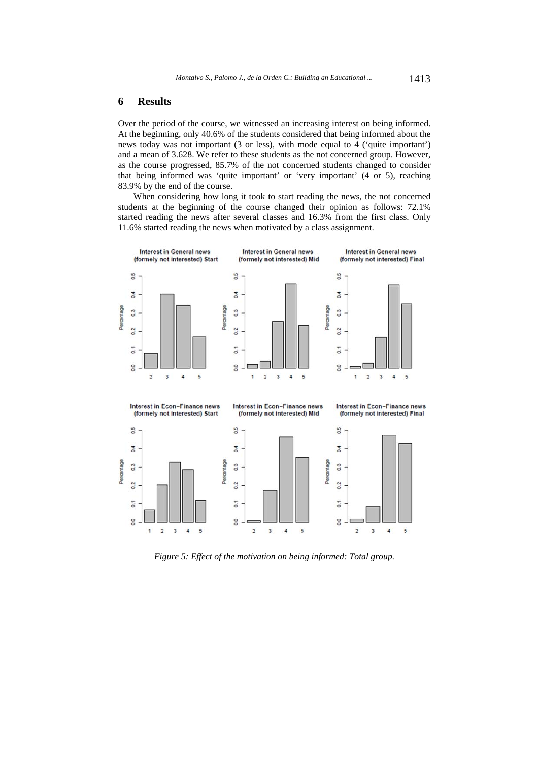## 6 Results

Over the period of the course, we witnessed an increasing interest on being informed. At the beginning, only 40.6% of the students considered that being informed about the news today was not important (3 or less), with mode equal to 4 ('quite important') and a mean of 3.628. We refer to these students as the not concerned group. However, as the course progressed, 85.7% of the not concerned students changed to consider that being informed was 'quite important' or 'very important' (4 or 5), reaching 83.9% by the end of the course.

When considering how long it took to start reading the news, the not concerned students at the beginning of the course changed their opinion as follows: 72.1% started reading the news after several classes and 16.3% from the first class. Only 11.6% started reading the news when motivated by a class assignment.

*Figure 5: Effect of the motivation on being informed: Total group.*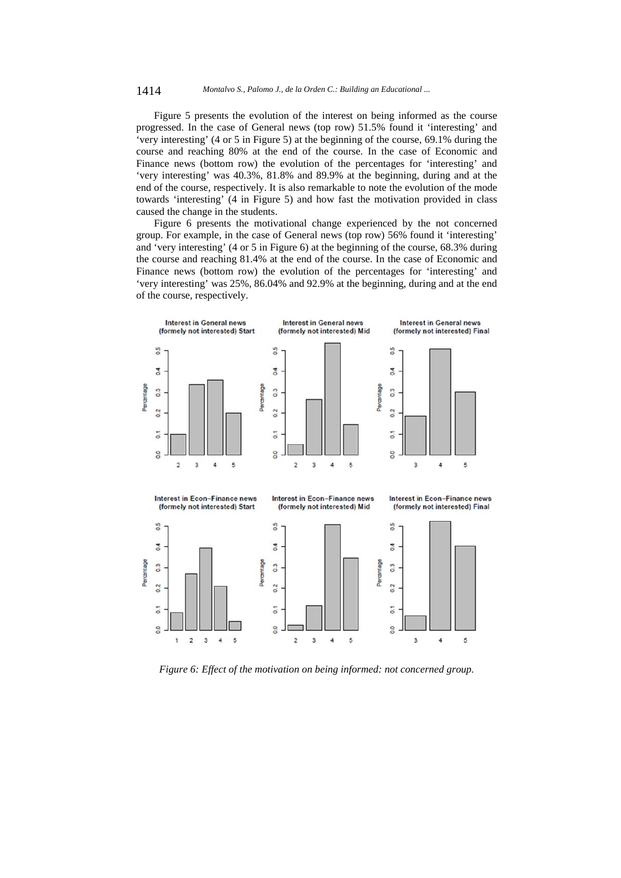Figure 5 presents the evolution of the interest on being informed as the course progressed. In the case of General news (top row) 51.5% found it 'interesting' and 'very interesting' (4 or 5 in Figure 5) at the beginning of the course, 69.1% during the course and reaching 80% at the end of the course. In the case of Economic and Finance news (bottom row) the evolution of the percentages for 'interesting' and 'very interesting' was 40.3%, 81.8% and 89.9% at the beginning, during and at the end of the course, respectively. It is also remarkable to note the evolution of the mode towards 'interesting' (4 in Figure 5) and how fast the motivation provided in class caused the change in the students.

Figure 6 presents the motivational change experienced by the not concerned group. For example, in the case of General news (top row) 56% found it 'interesting' and 'very interesting' (4 or 5 in Figure 6) at the beginning of the course, 68.3% during the course and reaching 81.4% at the end of the course. In the case of Economic and Finance news (bottom row) the evolution of the percentages for 'interesting' and 'very interesting' was 25%, 86.04% and 92.9% at the beginning, during and at the end of the course, respectively.

*Figure 6: Effect of the motivation on being informed: not concerned group.*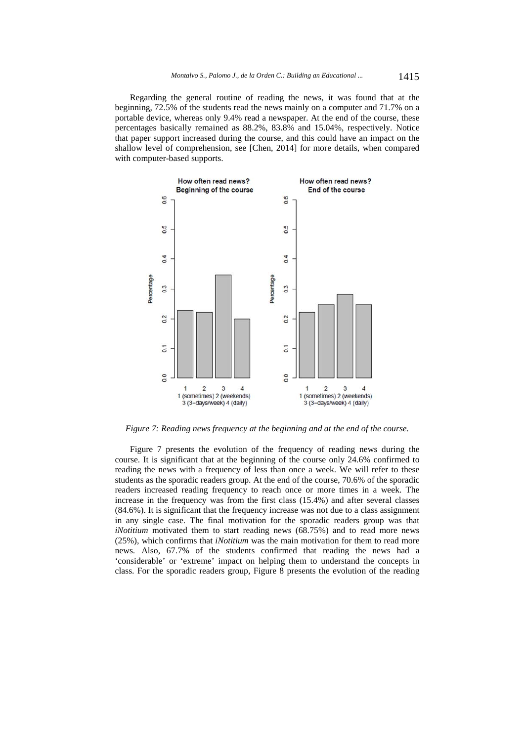Regarding the general routine of reading the news, it was found that at the beginning, 72.5% of the students read the news mainly on a computer and 71.7% on a portable device, whereas only 9.4% read a newspaper. At the end of the course, these percentages basically remained as 88.2%, 83.8% and 15.04%, respectively. Notice that paper support increased during the course, and this could have an impact on the shallow level of comprehension, see [Chen, 2014] for more details, when compared with computer-based supports.

*Figure 7: Reading news frequency at the beginning and at the end of the course.*

Figure 7 presents the evolution of the frequency of reading news during the course. It is significant that at the beginning of the course only 24.6% confirmed to reading the news with a frequency of less than once a week. We will refer to these students as the sporadic readers group. At the end of the course, 70.6% of the sporadic readers increased reading frequency to reach once or more times in a week. The increase in the frequency was from the first class (15.4%) and after several classes (84.6%). It is significant that the frequency increase was not due to a class assignment in any single case. The final motivation for the sporadic readers group was that *iNotitium* motivated them to start reading news (68.75%) and to read more news (25%), which confirms that *iNotitium* was the main motivation for them to read more news. Also, 67.7% of the students confirmed that reading the news had a 'considerable' or 'extreme' impact on helping them to understand the concepts in class. For the sporadic readers group, Figure 8 presents the evolution of the reading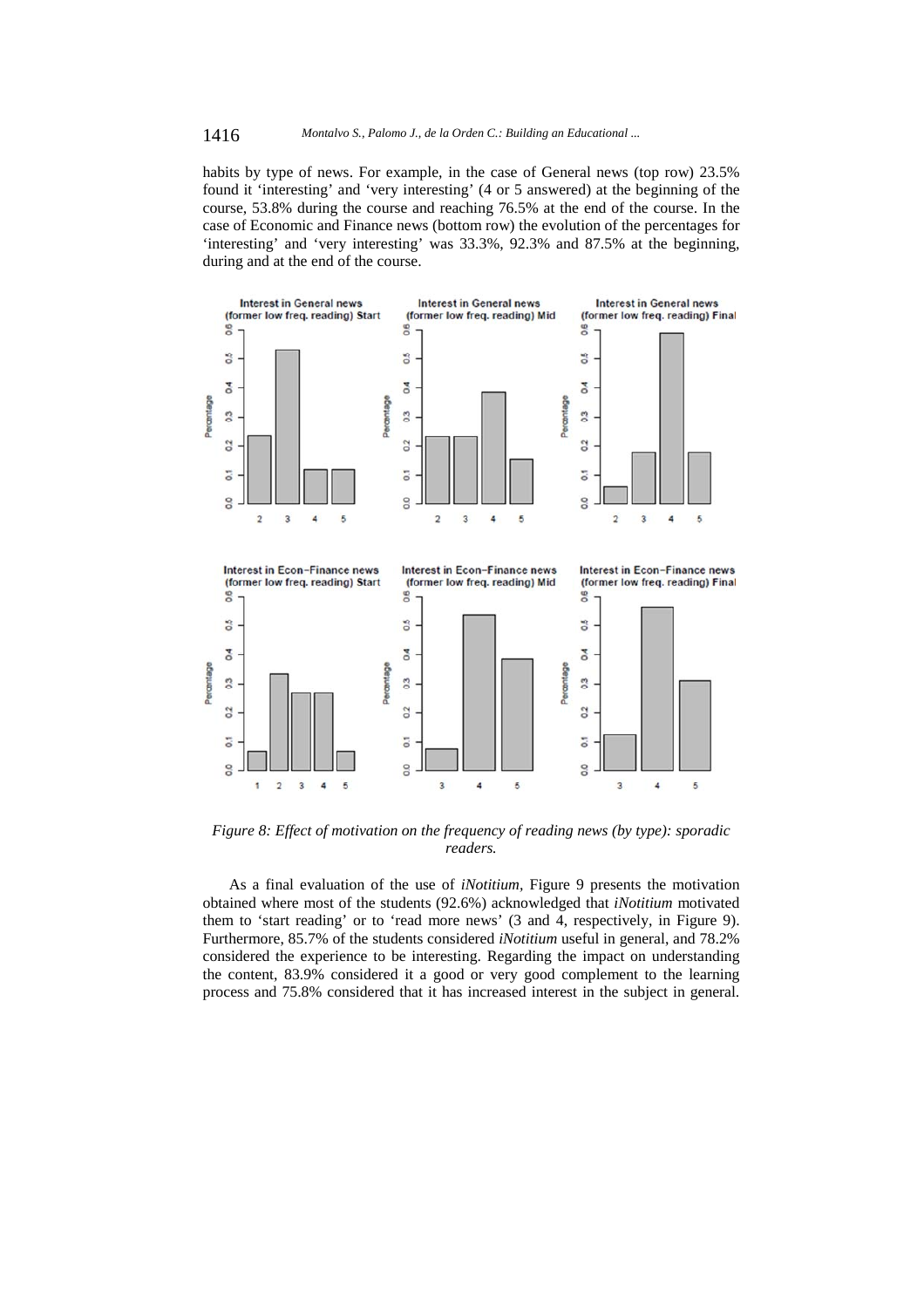habits by type of news. For example, in the case of General news (top row) 23.5% found it 'interesting' and 'very interesting' (4 or 5 answered) at the beginning of the course, 53.8% during the course and reaching 76.5% at the end of the course. In the case of Economic and Finance news (bottom row) the evolution of the percentages for 'interesting' and 'very interesting' was 33.3%, 92.3% and 87.5% at the beginning, during and at the end of the course.

*Figure 8: Effect of motivation on the frequency of reading news (by type): sporadic readers.*

As a final evaluation of the use of *iNotitium*, Figure 9 presents the motivation obtained where most of the students (92.6%) acknowledged that *iNotitium* motivated them to 'start reading' or to 'read more news' (3 and 4, respectively, in Figure 9). Furthermore, 85.7% of the students considered *iNotitium* useful in general, and 78.2% considered the experience to be interesting. Regarding the impact on understanding the content, 83.9% considered it a good or very good complement to the learning process and 75.8% considered that it has increased interest in the subject in general.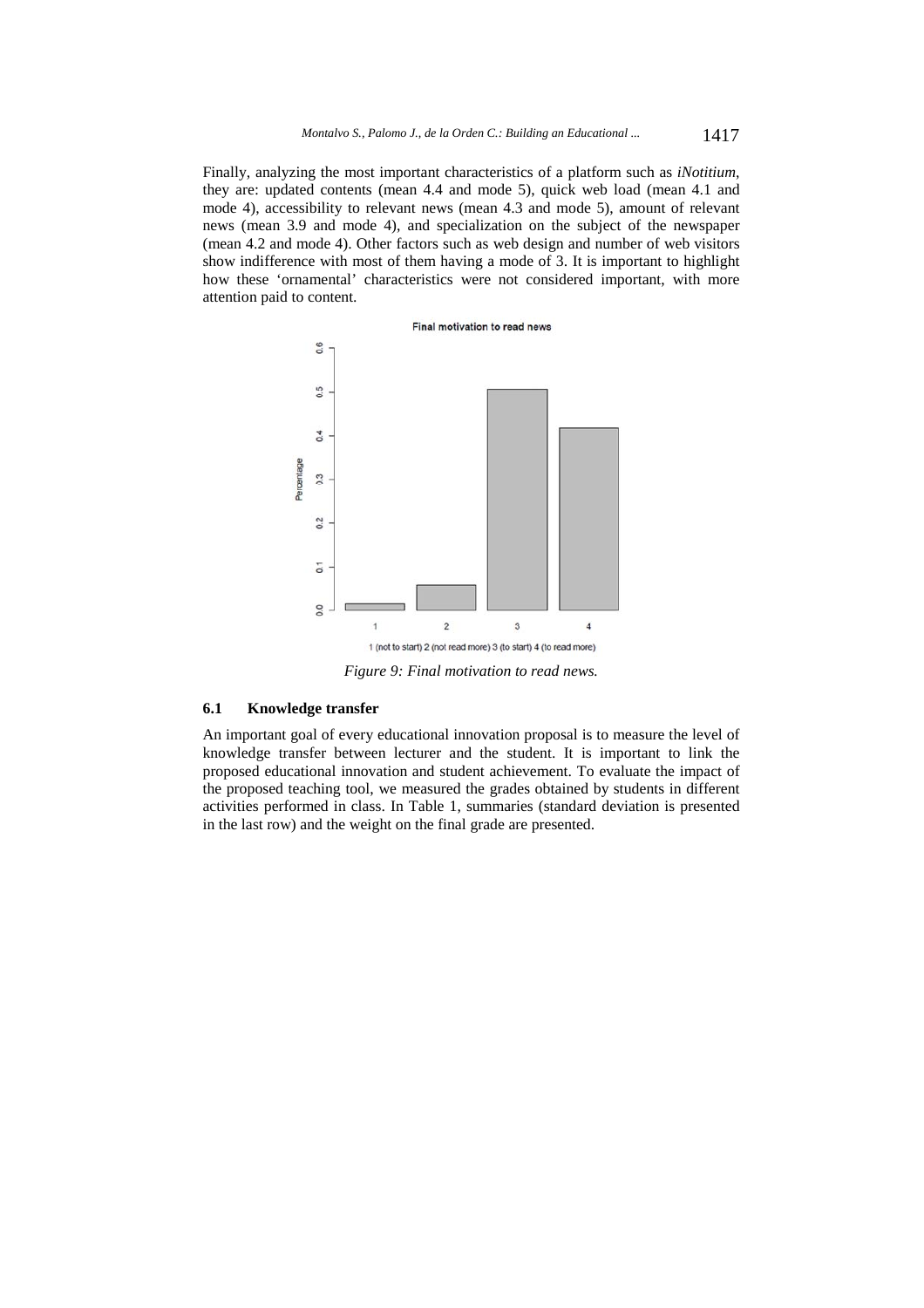Finally, analyzing the most important characteristics of a platform such as *iNotitium*, they are: updated contents (mean 4.4 and mode 5), quick web load (mean 4.1 and mode 4), accessibility to relevant news (mean 4.3 and mode 5), amount of relevant news (mean 3.9 and mode 4), and specialization on the subject of the newspaper (mean 4.2 and mode 4). Other factors such as web design and number of web visitors show indifference with most of them having a mode of 3. It is important to highlight how these 'ornamental' characteristics were not considered important, with more attention paid to content.

*Figure 9: Final motivation to read news.*

### 6.1 Knowledge transfer

An important goal of every educational innovation proposal is to measure the level of knowledge transfer between lecturer and the student. It is important to link the proposed educational innovation and student achievement. To evaluate the impact of the proposed teaching tool, we measured the grades obtained by students in different activities performed in class. In Table 1, summaries (standard deviation is presented in the last row) and the weight on the final grade are presented.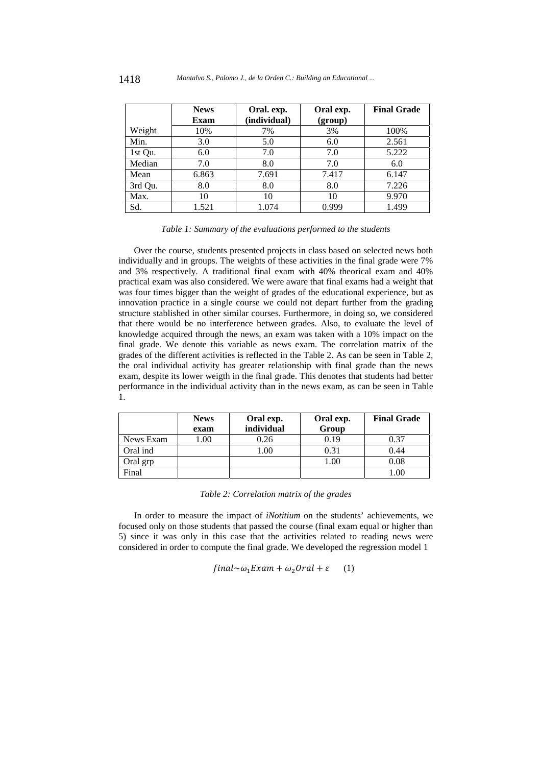|  | **News Exam** | **Oral. exp. (individual)** | **Oral exp. (group)** | **Final Grade** |
|---|---|---|---|---|
| Weight | 10% | 7% | 3% | 100% |
| Min. | 3.0 | 5.0 | 6.0 | 2.561 |
| 1st Qu. | 6.0 | 7.0 | 7.0 | 5.222 |
| Median | 7.0 | 8.0 | 7.0 | 6.0 |
| Mean | 6.863 | 7.691 | 7.417 | 6.147 |
| 3rd Qu. | 8.0 | 8.0 | 8.0 | 7.226 |
| Max. | 10 | 10 | 10 | 9.970 |
| Sd. | 1.521 | 1.074 | 0.999 | 1.499 |

*Table 1: Summary of the evaluations performed to the students*

Over the course, students presented projects in class based on selected news both individually and in groups. The weights of these activities in the final grade were 7% and 3% respectively. A traditional final exam with 40% theorical exam and 40% practical exam was also considered. We were aware that final exams had a weight that was four times bigger than the weight of grades of the educational experience, but as innovation practice in a single course we could not depart further from the grading structure stablished in other similar courses. Furthermore, in doing so, we considered that there would be no interference between grades. Also, to evaluate the level of knowledge acquired through the news, an exam was taken with a 10% impact on the final grade. We denote this variable as news exam. The correlation matrix of the grades of the different activities is reflected in the Table 2. As can be seen in Table 2, the oral individual activity has greater relationship with final grade than the news exam, despite its lower weigth in the final grade. This denotes that students had better performance in the individual activity than in the news exam, as can be seen in Table 1.

|  | **News exam** | **Oral exp. individual** | **Oral exp. Group** | **Final Grade** |
|---|---|---|---|---|
| News Exam | 1.00 | 0.26 | 0.19 | 0.37 |
| Oral ind |  | 1.00 | 0.31 | 0.44 |
| Oral grp |  |  | 1.00 | 0.08 |
| Final |  |  |  | 1.00 |

*Table 2: Correlation matrix of the grades*

In order to measure the impact of *iNotitium* on the students' achievements, we focused only on those students that passed the course (final exam equal or higher than 5) since it was only in this case that the activities related to reading news were considered in order to compute the final grade. We developed the regression model 1

$$final \sim \omega_1 Exam + \omega_2 Oral + \varepsilon \qquad (1)$$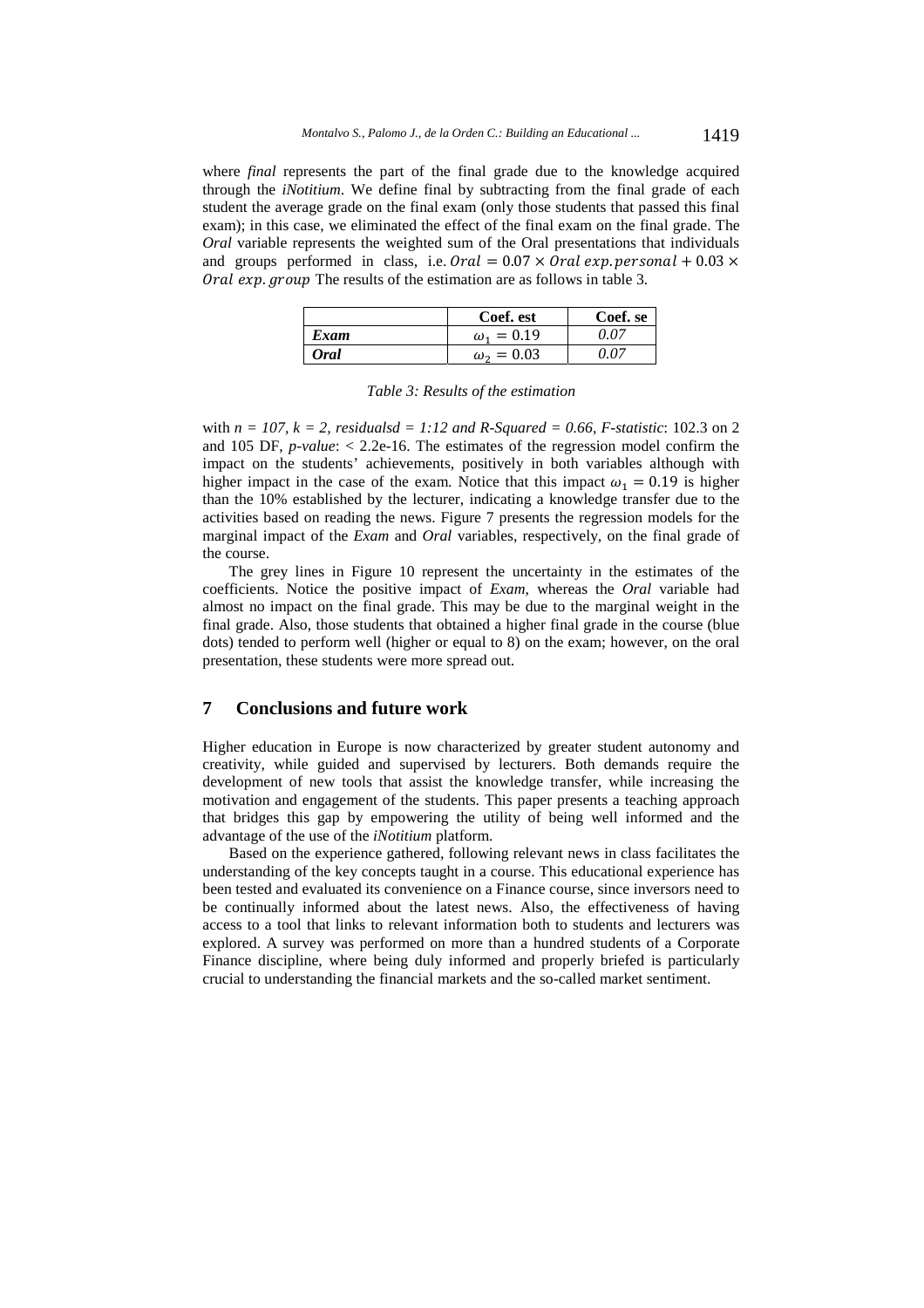where *final* represents the part of the final grade due to the knowledge acquired through the *iNotitium*. We define final by subtracting from the final grade of each student the average grade on the final exam (only those students that passed this final exam); in this case, we eliminated the effect of the final exam on the final grade. The *Oral* variable represents the weighted sum of the Oral presentations that individuals and groups performed in class, i.e. $Oral = 0.07 \times Oral\ exp.personal + 0.03 \times Oral\ exp.group$ The results of the estimation are as follows in table 3.

| | Coef. est | Coef. se |
|---|---|---|
| ***Exam*** | $\omega_1 = 0.19$ | *0.07* |
| ***Oral*** | $\omega_2 = 0.03$ | *0.07* |

*Table 3: Results of the estimation*

with *n = 107, k = 2, residualsd = 1:12 and R-Squared = 0.66, F-statistic*: 102.3 on 2 and 105 DF, *p-value*: < 2.2e-16. The estimates of the regression model confirm the impact on the students' achievements, positively in both variables although with higher impact in the case of the exam. Notice that this impact $\omega_1 = 0.19$ is higher than the 10% established by the lecturer, indicating a knowledge transfer due to the activities based on reading the news. Figure 7 presents the regression models for the marginal impact of the *Exam* and *Oral* variables, respectively, on the final grade of the course.

The grey lines in Figure 10 represent the uncertainty in the estimates of the coefficients. Notice the positive impact of *Exam*, whereas the *Oral* variable had almost no impact on the final grade. This may be due to the marginal weight in the final grade. Also, those students that obtained a higher final grade in the course (blue dots) tended to perform well (higher or equal to 8) on the exam; however, on the oral presentation, these students were more spread out.

## 7 Conclusions and future work

Higher education in Europe is now characterized by greater student autonomy and creativity, while guided and supervised by lecturers. Both demands require the development of new tools that assist the knowledge transfer, while increasing the motivation and engagement of the students. This paper presents a teaching approach that bridges this gap by empowering the utility of being well informed and the advantage of the use of the *iNotitium* platform.

Based on the experience gathered, following relevant news in class facilitates the understanding of the key concepts taught in a course. This educational experience has been tested and evaluated its convenience on a Finance course, since inversors need to be continually informed about the latest news. Also, the effectiveness of having access to a tool that links to relevant information both to students and lecturers was explored. A survey was performed on more than a hundred students of a Corporate Finance discipline, where being duly informed and properly briefed is particularly crucial to understanding the financial markets and the so-called market sentiment.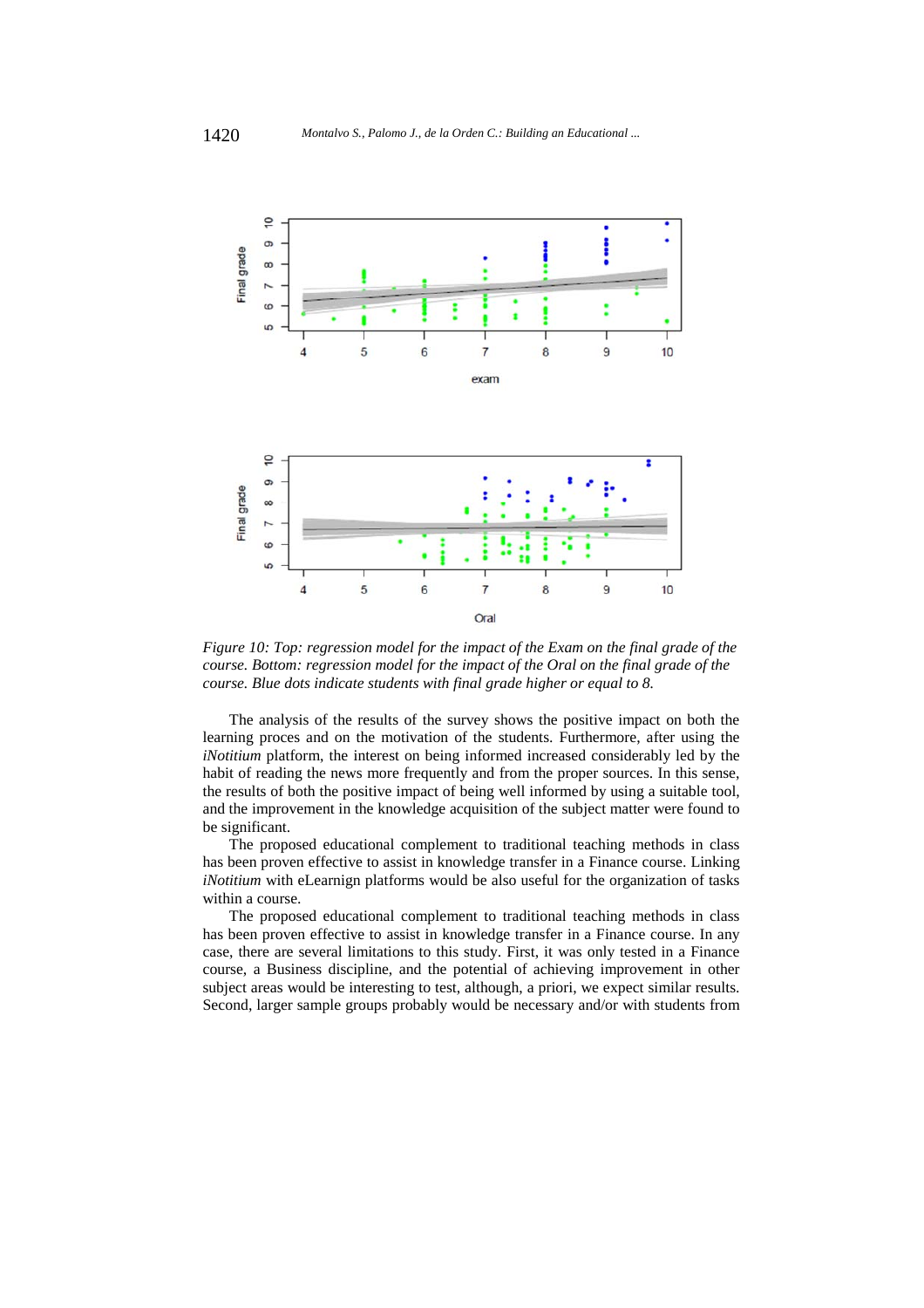*Figure 10: Top: regression model for the impact of the Exam on the final grade of the course. Bottom: regression model for the impact of the Oral on the final grade of the course. Blue dots indicate students with final grade higher or equal to 8.*

The analysis of the results of the survey shows the positive impact on both the learning proces and on the motivation of the students. Furthermore, after using the *iNotitium* platform, the interest on being informed increased considerably led by the habit of reading the news more frequently and from the proper sources. In this sense, the results of both the positive impact of being well informed by using a suitable tool, and the improvement in the knowledge acquisition of the subject matter were found to be significant.

The proposed educational complement to traditional teaching methods in class has been proven effective to assist in knowledge transfer in a Finance course. Linking *iNotitium* with eLearnign platforms would be also useful for the organization of tasks within a course.

The proposed educational complement to traditional teaching methods in class has been proven effective to assist in knowledge transfer in a Finance course. In any case, there are several limitations to this study. First, it was only tested in a Finance course, a Business discipline, and the potential of achieving improvement in other subject areas would be interesting to test, although, a priori, we expect similar results. Second, larger sample groups probably would be necessary and/or with students from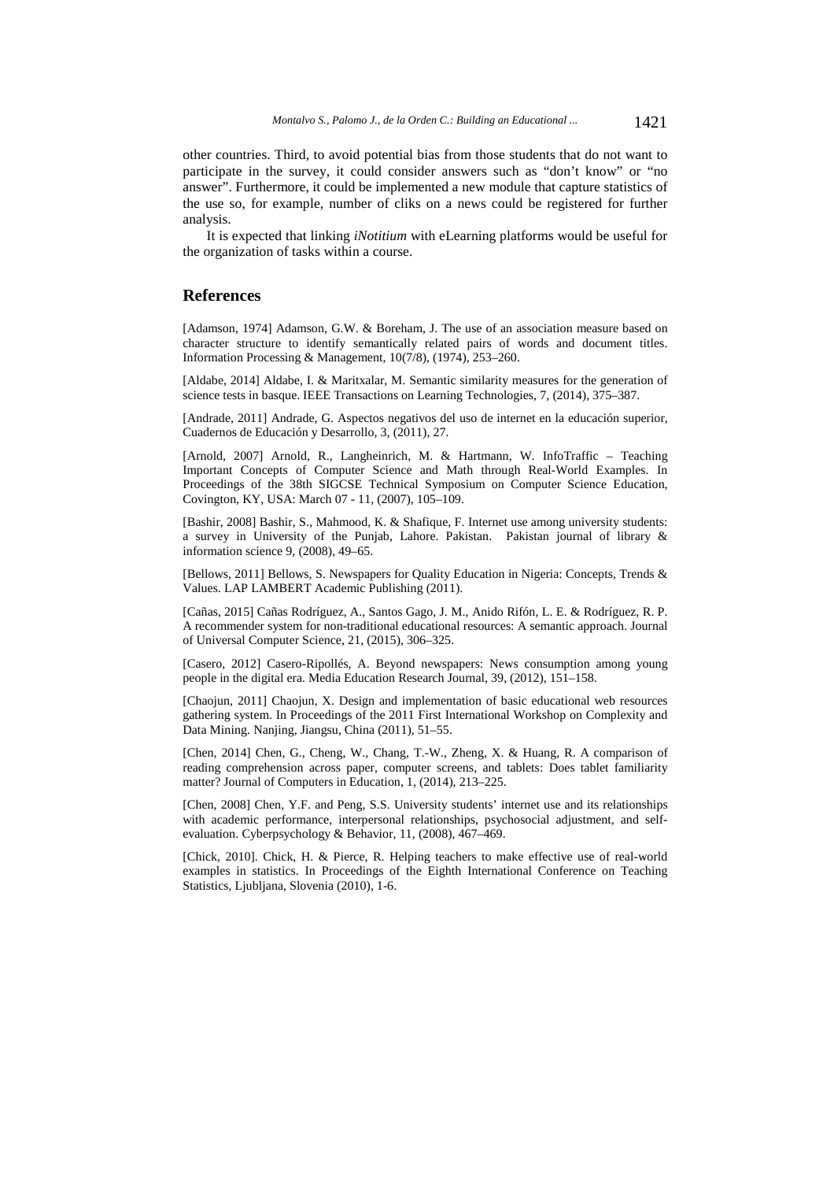other countries. Third, to avoid potential bias from those students that do not want to participate in the survey, it could consider answers such as "don't know" or "no answer". Furthermore, it could be implemented a new module that capture statistics of the use so, for example, number of cliks on a news could be registered for further analysis.

It is expected that linking *iNotitium* with eLearning platforms would be useful for the organization of tasks within a course.

## References

[Adamson, 1974] Adamson, G.W. & Boreham, J. The use of an association measure based on character structure to identify semantically related pairs of words and document titles. Information Processing & Management, 10(7/8), (1974), 253–260.

[Aldabe, 2014] Aldabe, I. & Maritxalar, M. Semantic similarity measures for the generation of science tests in basque. IEEE Transactions on Learning Technologies, 7, (2014), 375–387.

[Andrade, 2011] Andrade, G. Aspectos negativos del uso de internet en la educación superior, Cuadernos de Educación y Desarrollo, 3, (2011), 27.

[Arnold, 2007] Arnold, R., Langheinrich, M. & Hartmann, W. InfoTraffic – Teaching Important Concepts of Computer Science and Math through Real-World Examples. In Proceedings of the 38th SIGCSE Technical Symposium on Computer Science Education, Covington, KY, USA: March 07 - 11, (2007), 105–109.

[Bashir, 2008] Bashir, S., Mahmood, K. & Shafique, F. Internet use among university students: a survey in University of the Punjab, Lahore. Pakistan. Pakistan journal of library & information science 9, (2008), 49–65.

[Bellows, 2011] Bellows, S. Newspapers for Quality Education in Nigeria: Concepts, Trends & Values. LAP LAMBERT Academic Publishing (2011).

[Cañas, 2015] Cañas Rodríguez, A., Santos Gago, J. M., Anido Rifón, L. E. & Rodríguez, R. P. A recommender system for non-traditional educational resources: A semantic approach. Journal of Universal Computer Science, 21, (2015), 306–325.

[Casero, 2012] Casero-Ripollés, A. Beyond newspapers: News consumption among young people in the digital era. Media Education Research Journal, 39, (2012), 151–158.

[Chaojun, 2011] Chaojun, X. Design and implementation of basic educational web resources gathering system. In Proceedings of the 2011 First International Workshop on Complexity and Data Mining. Nanjing, Jiangsu, China (2011), 51–55.

[Chen, 2014] Chen, G., Cheng, W., Chang, T.-W., Zheng, X. & Huang, R. A comparison of reading comprehension across paper, computer screens, and tablets: Does tablet familiarity matter? Journal of Computers in Education, 1, (2014), 213–225.

[Chen, 2008] Chen, Y.F. and Peng, S.S. University students' internet use and its relationships with academic performance, interpersonal relationships, psychosocial adjustment, and self-evaluation. Cyberpsychology & Behavior, 11, (2008), 467–469.

[Chick, 2010]. Chick, H. & Pierce, R. Helping teachers to make effective use of real-world examples in statistics. In Proceedings of the Eighth International Conference on Teaching Statistics, Ljubljana, Slovenia (2010), 1-6.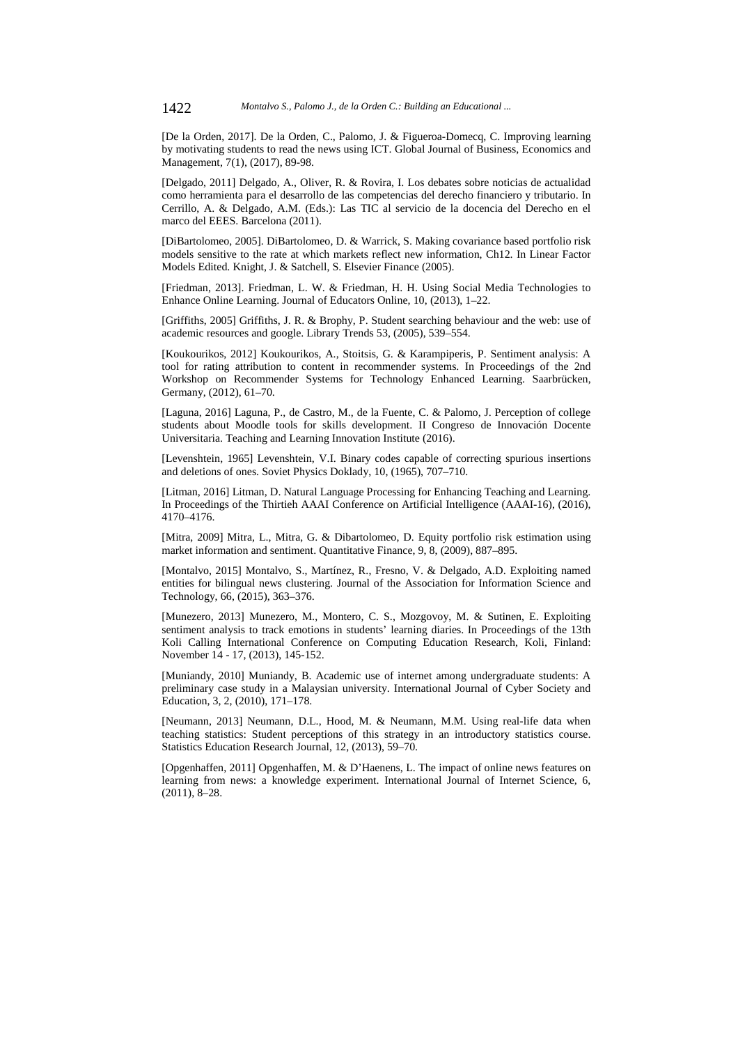[De la Orden, 2017]. De la Orden, C., Palomo, J. & Figueroa-Domecq, C. Improving learning by motivating students to read the news using ICT. Global Journal of Business, Economics and Management, 7(1), (2017), 89-98.

[Delgado, 2011] Delgado, A., Oliver, R. & Rovira, I. Los debates sobre noticias de actualidad como herramienta para el desarrollo de las competencias del derecho financiero y tributario. In Cerrillo, A. & Delgado, A.M. (Eds.): Las TIC al servicio de la docencia del Derecho en el marco del EEES. Barcelona (2011).

[DiBartolomeo, 2005]. DiBartolomeo, D. & Warrick, S. Making covariance based portfolio risk models sensitive to the rate at which markets reflect new information, Ch12. In Linear Factor Models Edited. Knight, J. & Satchell, S. Elsevier Finance (2005).

[Friedman, 2013]. Friedman, L. W. & Friedman, H. H. Using Social Media Technologies to Enhance Online Learning. Journal of Educators Online, 10, (2013), 1–22.

[Griffiths, 2005] Griffiths, J. R. & Brophy, P. Student searching behaviour and the web: use of academic resources and google. Library Trends 53, (2005), 539–554.

[Koukourikos, 2012] Koukourikos, A., Stoitsis, G. & Karampiperis, P. Sentiment analysis: A tool for rating attribution to content in recommender systems. In Proceedings of the 2nd Workshop on Recommender Systems for Technology Enhanced Learning. Saarbrücken, Germany, (2012), 61–70.

[Laguna, 2016] Laguna, P., de Castro, M., de la Fuente, C. & Palomo, J. Perception of college students about Moodle tools for skills development. II Congreso de Innovación Docente Universitaria. Teaching and Learning Innovation Institute (2016).

[Levenshtein, 1965] Levenshtein, V.I. Binary codes capable of correcting spurious insertions and deletions of ones. Soviet Physics Doklady, 10, (1965), 707–710.

[Litman, 2016] Litman, D. Natural Language Processing for Enhancing Teaching and Learning. In Proceedings of the Thirtieh AAAI Conference on Artificial Intelligence (AAAI-16), (2016), 4170–4176.

[Mitra, 2009] Mitra, L., Mitra, G. & Dibartolomeo, D. Equity portfolio risk estimation using market information and sentiment. Quantitative Finance, 9, 8, (2009), 887–895.

[Montalvo, 2015] Montalvo, S., Martínez, R., Fresno, V. & Delgado, A.D. Exploiting named entities for bilingual news clustering. Journal of the Association for Information Science and Technology, 66, (2015), 363–376.

[Munezero, 2013] Munezero, M., Montero, C. S., Mozgovoy, M. & Sutinen, E. Exploiting sentiment analysis to track emotions in students' learning diaries. In Proceedings of the 13th Koli Calling International Conference on Computing Education Research, Koli, Finland: November 14 - 17, (2013), 145-152.

[Muniandy, 2010] Muniandy, B. Academic use of internet among undergraduate students: A preliminary case study in a Malaysian university. International Journal of Cyber Society and Education, 3, 2, (2010), 171–178.

[Neumann, 2013] Neumann, D.L., Hood, M. & Neumann, M.M. Using real-life data when teaching statistics: Student perceptions of this strategy in an introductory statistics course. Statistics Education Research Journal, 12, (2013), 59–70.

[Opgenhaffen, 2011] Opgenhaffen, M. & D'Haenens, L. The impact of online news features on learning from news: a knowledge experiment. International Journal of Internet Science, 6, (2011), 8–28.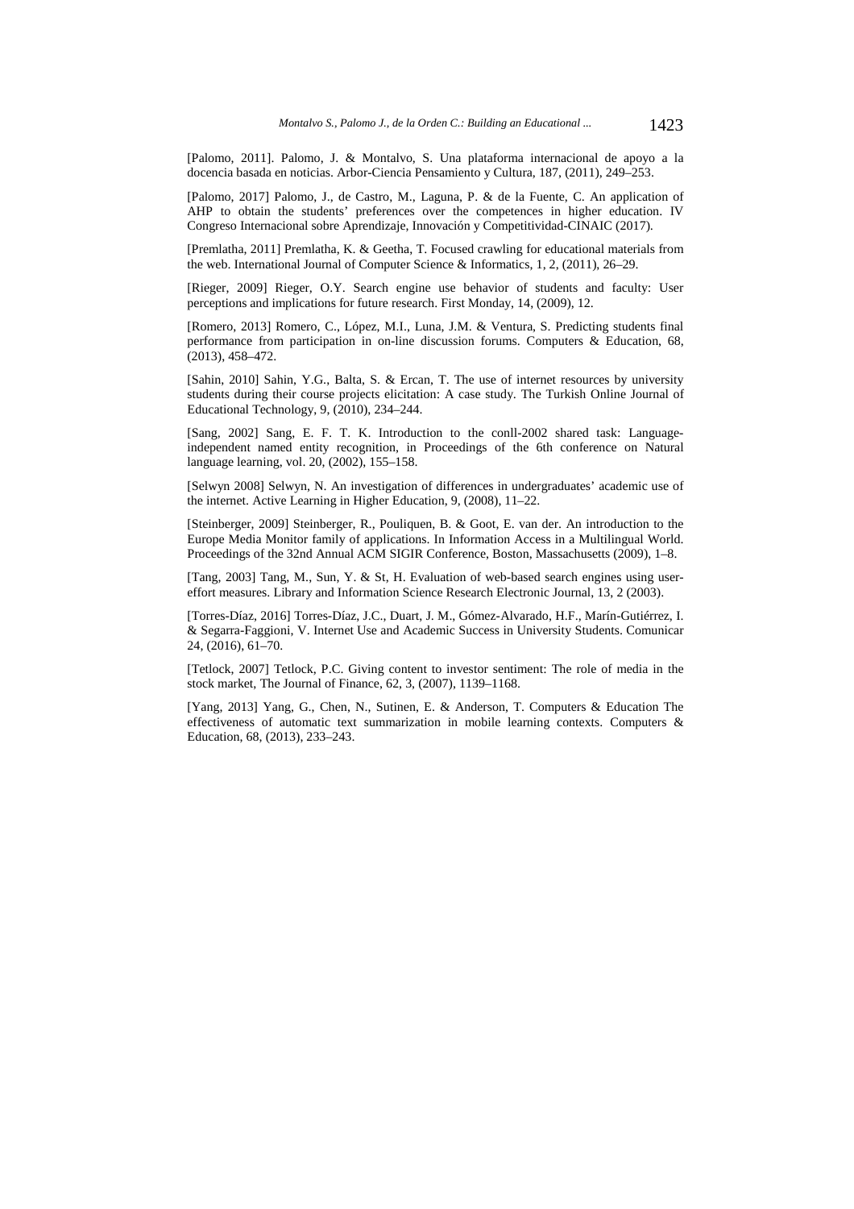[Palomo, 2011]. Palomo, J. & Montalvo, S. Una plataforma internacional de apoyo a la docencia basada en noticias. Arbor-Ciencia Pensamiento y Cultura, 187, (2011), 249–253.

[Palomo, 2017] Palomo, J., de Castro, M., Laguna, P. & de la Fuente, C. An application of AHP to obtain the students' preferences over the competences in higher education. IV Congreso Internacional sobre Aprendizaje, Innovación y Competitividad-CINAIC (2017).

[Premlatha, 2011] Premlatha, K. & Geetha, T. Focused crawling for educational materials from the web. International Journal of Computer Science & Informatics, 1, 2, (2011), 26–29.

[Rieger, 2009] Rieger, O.Y. Search engine use behavior of students and faculty: User perceptions and implications for future research. First Monday, 14, (2009), 12.

[Romero, 2013] Romero, C., López, M.I., Luna, J.M. & Ventura, S. Predicting students final performance from participation in on-line discussion forums. Computers & Education, 68, (2013), 458–472.

[Sahin, 2010] Sahin, Y.G., Balta, S. & Ercan, T. The use of internet resources by university students during their course projects elicitation: A case study. The Turkish Online Journal of Educational Technology, 9, (2010), 234–244.

[Sang, 2002] Sang, E. F. T. K. Introduction to the conll-2002 shared task: Language-independent named entity recognition, in Proceedings of the 6th conference on Natural language learning, vol. 20, (2002), 155–158.

[Selwyn 2008] Selwyn, N. An investigation of differences in undergraduates' academic use of the internet. Active Learning in Higher Education, 9, (2008), 11–22.

[Steinberger, 2009] Steinberger, R., Pouliquen, B. & Goot, E. van der. An introduction to the Europe Media Monitor family of applications. In Information Access in a Multilingual World. Proceedings of the 32nd Annual ACM SIGIR Conference, Boston, Massachusetts (2009), 1–8.

[Tang, 2003] Tang, M., Sun, Y. & St, H. Evaluation of web-based search engines using user-effort measures. Library and Information Science Research Electronic Journal, 13, 2 (2003).

[Torres-Díaz, 2016] Torres-Díaz, J.C., Duart, J. M., Gómez-Alvarado, H.F., Marín-Gutiérrez, I. & Segarra-Faggioni, V. Internet Use and Academic Success in University Students. Comunicar 24, (2016), 61–70.

[Tetlock, 2007] Tetlock, P.C. Giving content to investor sentiment: The role of media in the stock market, The Journal of Finance, 62, 3, (2007), 1139–1168.

[Yang, 2013] Yang, G., Chen, N., Sutinen, E. & Anderson, T. Computers & Education The effectiveness of automatic text summarization in mobile learning contexts. Computers & Education, 68, (2013), 233–243.